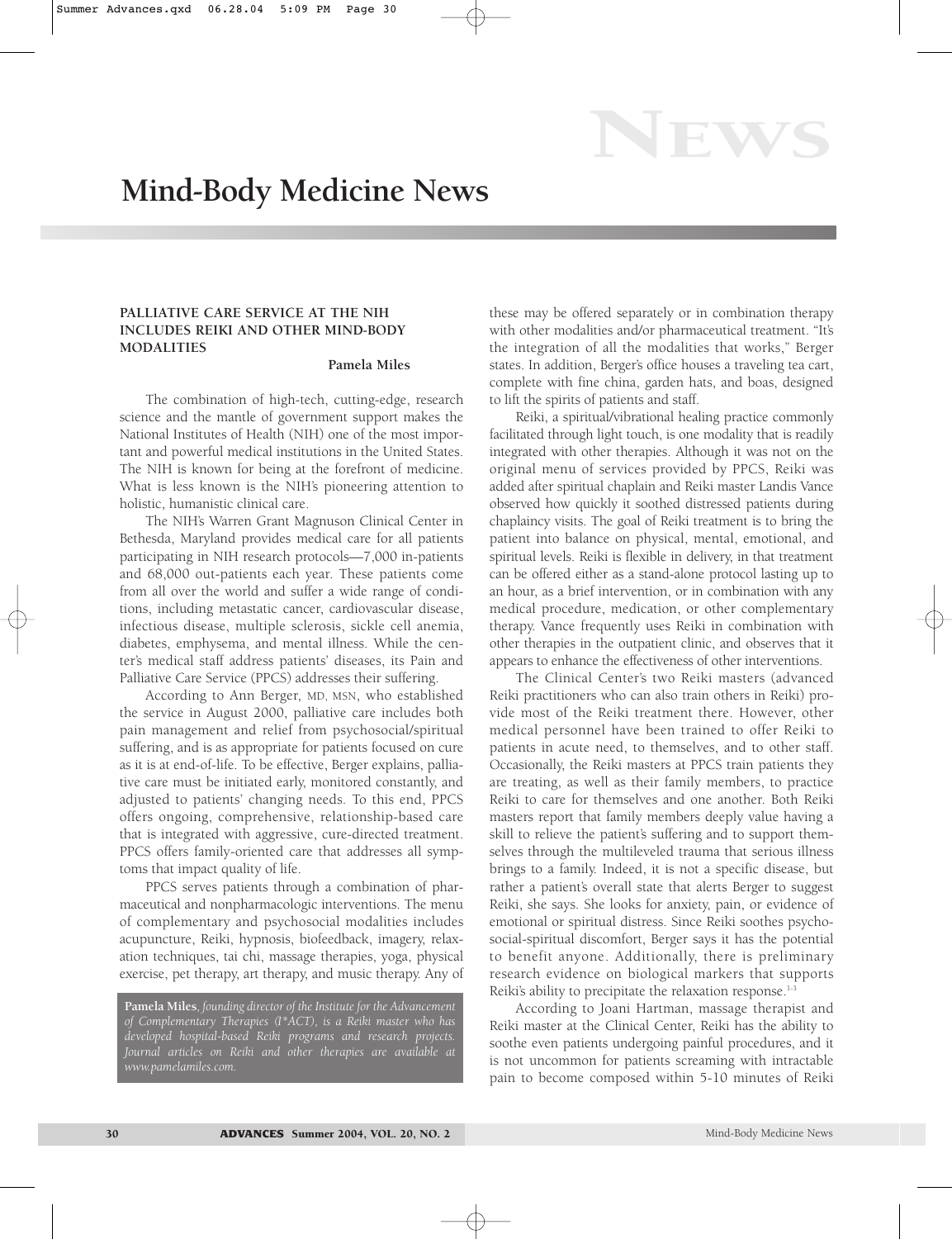# Mind-Body Medicine News

## PALLIATIVE CARE SERVICE AT THE NIH INCLUDES REIKI AND OTHER MIND-BODY MODALITIES

**Pamela Miles**

The combination of high-tech, cutting-edge, research science and the mantle of government support makes the National Institutes of Health (NIH) one of the most important and powerful medical institutions in the United States. The NIH is known for being at the forefront of medicine. What is less known is the NIH's pioneering attention to holistic, humanistic clinical care.

The NIH's Warren Grant Magnuson Clinical Center in Bethesda, Maryland provides medical care for all patients participating in NIH research protocols—7,000 in-patients and 68,000 out-patients each year. These patients come from all over the world and suffer a wide range of conditions, including metastatic cancer, cardiovascular disease, infectious disease, multiple sclerosis, sickle cell anemia, diabetes, emphysema, and mental illness. While the center's medical staff address patients' diseases, its Pain and Palliative Care Service (PPCS) addresses their suffering.

According to Ann Berger, MD, MSN, who established the service in August 2000, palliative care includes both pain management and relief from psychosocial/spiritual suffering, and is as appropriate for patients focused on cure as it is at end-of-life. To be effective, Berger explains, palliative care must be initiated early, monitored constantly, and adjusted to patients' changing needs. To this end, PPCS offers ongoing, comprehensive, relationship-based care that is integrated with aggressive, cure-directed treatment. PPCS offers family-oriented care that addresses all symptoms that impact quality of life.

PPCS serves patients through a combination of pharmaceutical and nonpharmacologic interventions. The menu of complementary and psychosocial modalities includes acupuncture, Reiki, hypnosis, biofeedback, imagery, relaxation techniques, tai chi, massage therapies, yoga, physical exercise, pet therapy, art therapy, and music therapy. Any of these may be offered separately or in combination therapy with other modalities and/or pharmaceutical treatment. "It's the integration of all the modalities that works," Berger states. In addition, Berger's office houses a traveling tea cart, complete with fine china, garden hats, and boas, designed to lift the spirits of patients and staff.

Reiki, a spiritual/vibrational healing practice commonly facilitated through light touch, is one modality that is readily integrated with other therapies. Although it was not on the original menu of services provided by PPCS, Reiki was added after spiritual chaplain and Reiki master Landis Vance observed how quickly it soothed distressed patients during chaplaincy visits. The goal of Reiki treatment is to bring the patient into balance on physical, mental, emotional, and spiritual levels. Reiki is flexible in delivery, in that treatment can be offered either as a stand-alone protocol lasting up to an hour, as a brief intervention, or in combination with any medical procedure, medication, or other complementary therapy. Vance frequently uses Reiki in combination with other therapies in the outpatient clinic, and observes that it appears to enhance the effectiveness of other interventions.

The Clinical Center's two Reiki masters (advanced Reiki practitioners who can also train others in Reiki) provide most of the Reiki treatment there. However, other medical personnel have been trained to offer Reiki to patients in acute need, to themselves, and to other staff. Occasionally, the Reiki masters at PPCS train patients they are treating, as well as their family members, to practice Reiki to care for themselves and one another. Both Reiki masters report that family members deeply value having a skill to relieve the patient's suffering and to support themselves through the multileveled trauma that serious illness brings to a family. Indeed, it is not a specific disease, but rather a patient's overall state that alerts Berger to suggest Reiki, she says. She looks for anxiety, pain, or evidence of emotional or spiritual distress. Since Reiki soothes psychosocial-spiritual discomfort, Berger says it has the potential to benefit anyone. Additionally, there is preliminary research evidence on biological markers that supports Reiki's ability to precipitate the relaxation response.[1-3]

According to Joani Hartman, massage therapist and Reiki master at the Clinical Center, Reiki has the ability to soothe even patients undergoing painful procedures, and it is not uncommon for patients screaming with intractable pain to become composed within 5-10 minutes of Reiki

**Pamela Miles**, *founding director of the Institute for the Advancement of Complementary Therapies (I\*ACT), is a Reiki master who has developed hospital-based Reiki programs and research projects. Journal articles on Reiki and other therapies are available at www.pamelamiles.com.*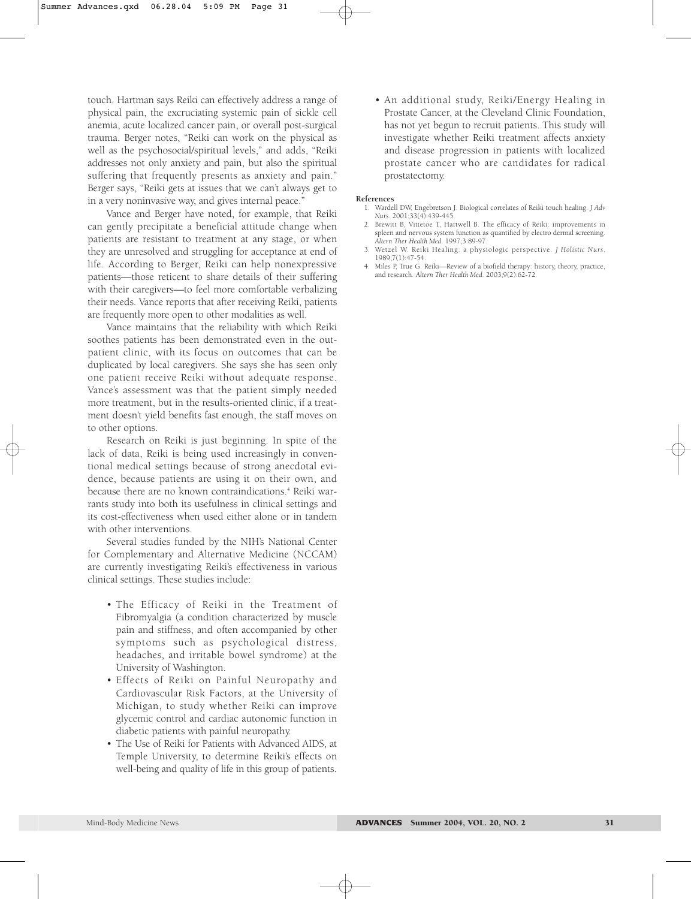touch. Hartman says Reiki can effectively address a range of physical pain, the excruciating systemic pain of sickle cell anemia, acute localized cancer pain, or overall post-surgical trauma. Berger notes, "Reiki can work on the physical as well as the psychosocial/spiritual levels," and adds, "Reiki addresses not only anxiety and pain, but also the spiritual suffering that frequently presents as anxiety and pain." Berger says, "Reiki gets at issues that we can't always get to in a very noninvasive way, and gives internal peace."

Vance and Berger have noted, for example, that Reiki can gently precipitate a beneficial attitude change when patients are resistant to treatment at any stage, or when they are unresolved and struggling for acceptance at end of life. According to Berger, Reiki can help nonexpressive patients—those reticent to share details of their suffering with their caregivers—to feel more comfortable verbalizing their needs. Vance reports that after receiving Reiki, patients are frequently more open to other modalities as well.

Vance maintains that the reliability with which Reiki soothes patients has been demonstrated even in the outpatient clinic, with its focus on outcomes that can be duplicated by local caregivers. She says she has seen only one patient receive Reiki without adequate response. Vance's assessment was that the patient simply needed more treatment, but in the results-oriented clinic, if a treatment doesn't yield benefits fast enough, the staff moves on to other options.

Research on Reiki is just beginning. In spite of the lack of data, Reiki is being used increasingly in conventional medical settings because of strong anecdotal evidence, because patients are using it on their own, and because there are no known contraindications.[4] Reiki warrants study into both its usefulness in clinical settings and its cost-effectiveness when used either alone or in tandem with other interventions.

Several studies funded by the NIH's National Center for Complementary and Alternative Medicine (NCCAM) are currently investigating Reiki's effectiveness in various clinical settings. These studies include:

- The Efficacy of Reiki in the Treatment of Fibromyalgia (a condition characterized by muscle pain and stiffness, and often accompanied by other symptoms such as psychological distress, headaches, and irritable bowel syndrome) at the University of Washington.
- Effects of Reiki on Painful Neuropathy and Cardiovascular Risk Factors, at the University of Michigan, to study whether Reiki can improve glycemic control and cardiac autonomic function in diabetic patients with painful neuropathy.
- The Use of Reiki for Patients with Advanced AIDS, at Temple University, to determine Reiki's effects on well-being and quality of life in this group of patients.
- An additional study, Reiki/Energy Healing in Prostate Cancer, at the Cleveland Clinic Foundation, has not yet begun to recruit patients. This study will investigate whether Reiki treatment affects anxiety and disease progression in patients with localized prostate cancer who are candidates for radical prostatectomy.

**References**

1. Wardell DW, Engebretson J. Biological correlates of Reiki touch healing. *J Adv Nurs.* 2001;33(4):439-445.
2. Brewitt B, Vittetoe T, Hartwell B. The efficacy of Reiki: improvements in spleen and nervous system function as quantified by electro dermal screening. *Altern Ther Health Med.* 1997;3:89-97.
3. Wetzel W. Reiki Healing: a physiologic perspective. *J Holistic Nurs.* 1989;7(1):47-54.
4. Miles P, True G. Reiki—Review of a biofield therapy: history, theory, practice, and research. *Altern Ther Health Med.* 2003;9(2):62-72.